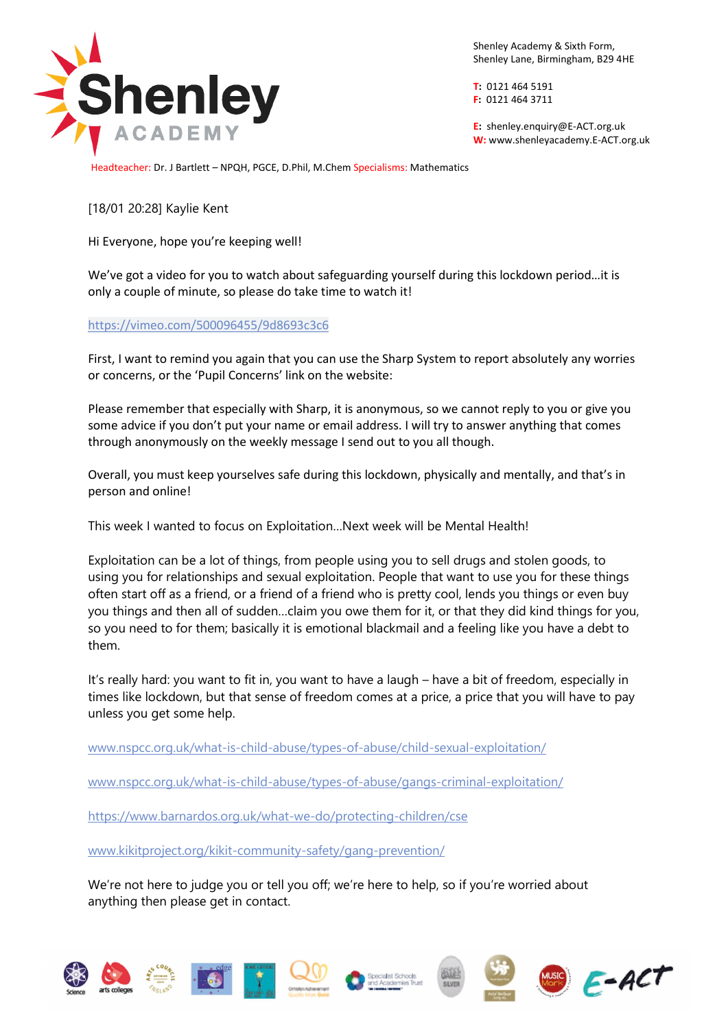Shenley Academy & Sixth Form,
Shenley Lane, Birmingham, B29 4HE

**T:** 0121 464 5191
**F:** 0121 464 3711

**E:** shenley.enquiry@E-ACT.org.uk
**W:** www.shenleyacademy.E-ACT.org.uk

Headteacher: Dr. J Bartlett – NPQH, PGCE, D.Phil, M.Chem Specialisms: Mathematics

[18/01 20:28] Kaylie Kent

Hi Everyone, hope you're keeping well!

We've got a video for you to watch about safeguarding yourself during this lockdown period…it is only a couple of minute, so please do take time to watch it!

https://vimeo.com/500096455/9d8693c3c6

First, I want to remind you again that you can use the Sharp System to report absolutely any worries or concerns, or the 'Pupil Concerns' link on the website:

Please remember that especially with Sharp, it is anonymous, so we cannot reply to you or give you some advice if you don't put your name or email address. I will try to answer anything that comes through anonymously on the weekly message I send out to you all though.

Overall, you must keep yourselves safe during this lockdown, physically and mentally, and that's in person and online!

This week I wanted to focus on Exploitation…Next week will be Mental Health!

Exploitation can be a lot of things, from people using you to sell drugs and stolen goods, to using you for relationships and sexual exploitation. People that want to use you for these things often start off as a friend, or a friend of a friend who is pretty cool, lends you things or even buy you things and then all of sudden…claim you owe them for it, or that they did kind things for you, so you need to for them; basically it is emotional blackmail and a feeling like you have a debt to them.

It's really hard: you want to fit in, you want to have a laugh – have a bit of freedom, especially in times like lockdown, but that sense of freedom comes at a price, a price that you will have to pay unless you get some help.

www.nspcc.org.uk/what-is-child-abuse/types-of-abuse/child-sexual-exploitation/

www.nspcc.org.uk/what-is-child-abuse/types-of-abuse/gangs-criminal-exploitation/

https://www.barnardos.org.uk/what-we-do/protecting-children/cse

www.kikitproject.org/kikit-community-safety/gang-prevention/

We're not here to judge you or tell you off; we're here to help, so if you're worried about anything then please get in contact.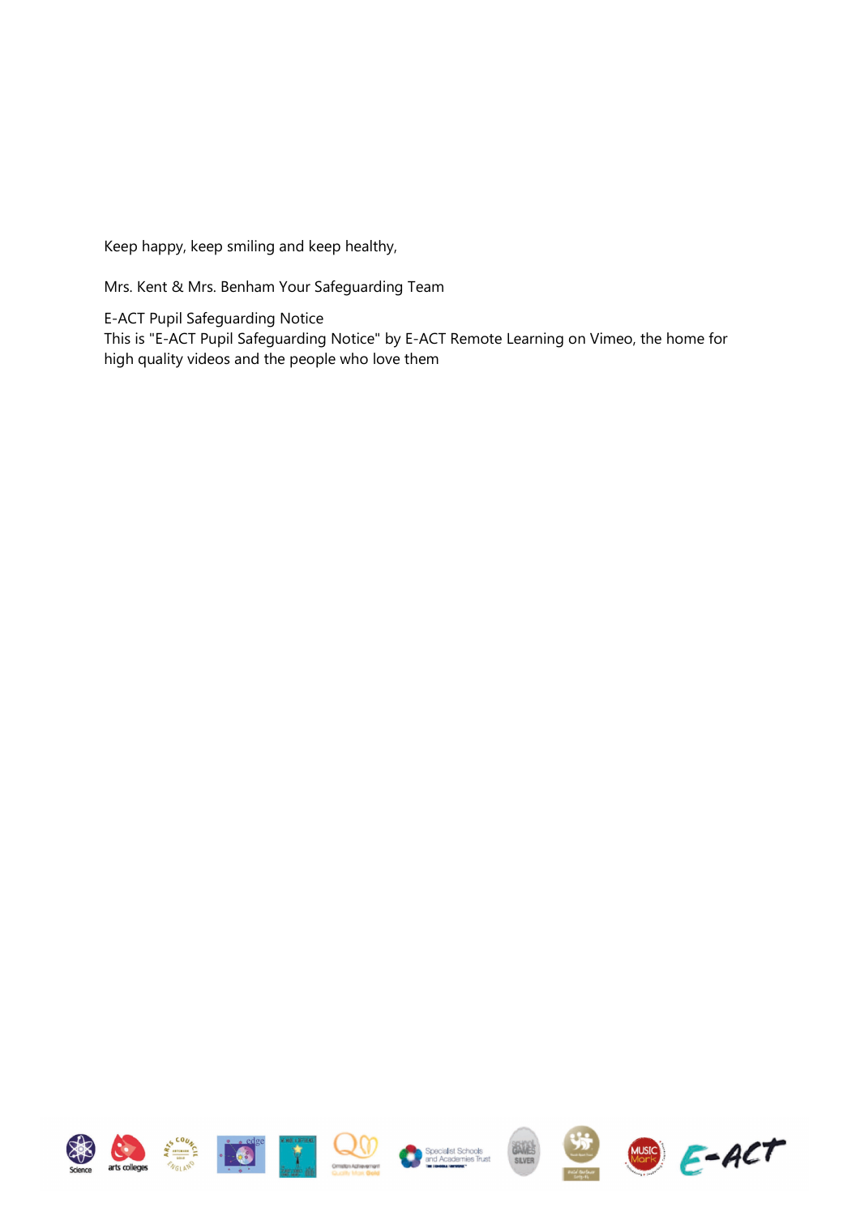Keep happy, keep smiling and keep healthy,

Mrs. Kent & Mrs. Benham Your Safeguarding Team

E-ACT Pupil Safeguarding Notice
This is "E-ACT Pupil Safeguarding Notice" by E-ACT Remote Learning on Vimeo, the home for high quality videos and the people who love them